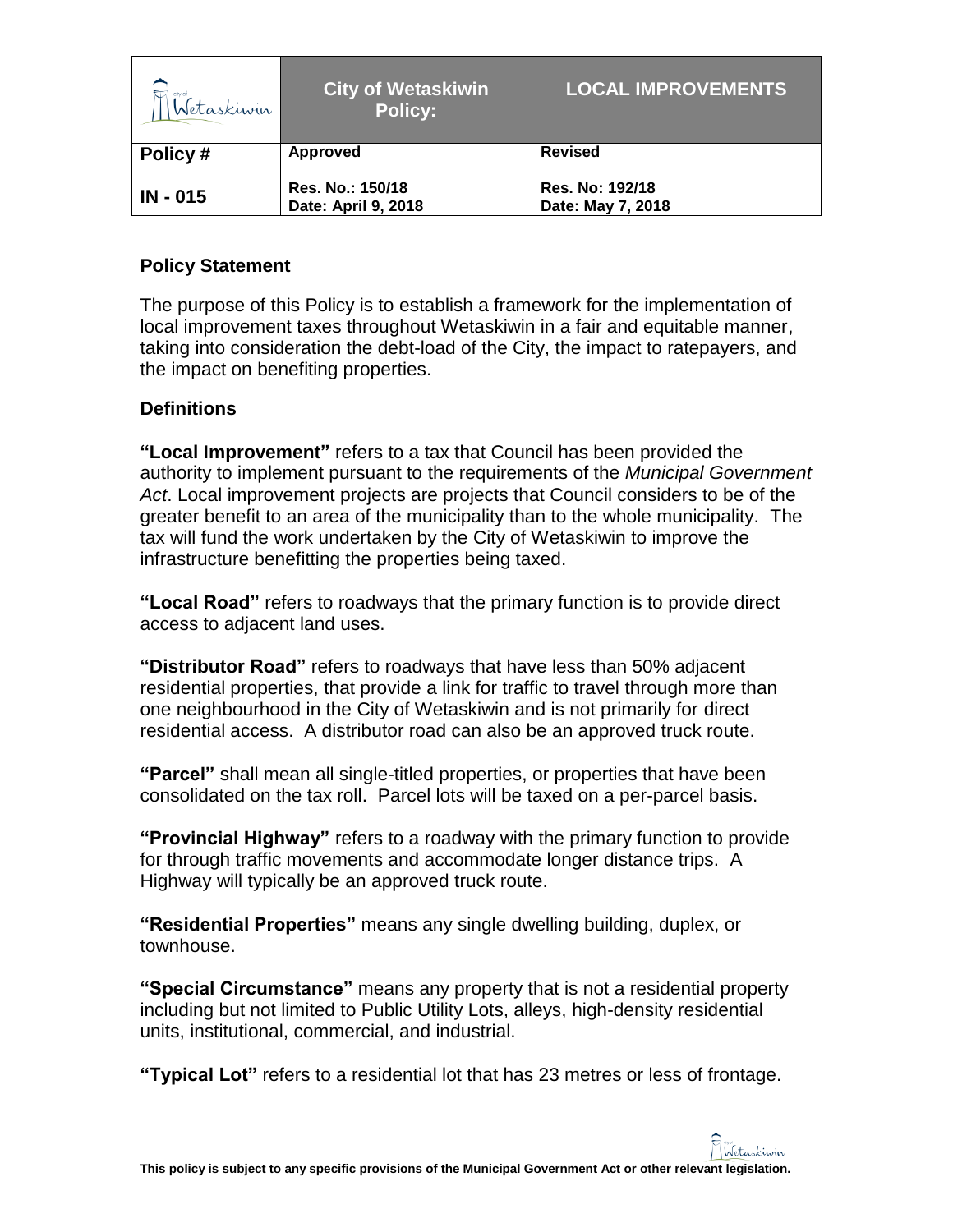| Wetaskiwin | City of Wetaskiwin Policy: | LOCAL IMPROVEMENTS |
|---|---|---|
| **Policy #** | **Approved** | **Revised** |
| **IN - 015** | **Res. No.: 150/18**<br>**Date: April 9, 2018** | **Res. No: 192/18**<br>**Date: May 7, 2018** |

## Policy Statement

The purpose of this Policy is to establish a framework for the implementation of local improvement taxes throughout Wetaskiwin in a fair and equitable manner, taking into consideration the debt-load of the City, the impact to ratepayers, and the impact on benefiting properties.

## Definitions

**"Local Improvement"** refers to a tax that Council has been provided the authority to implement pursuant to the requirements of the *Municipal Government Act*. Local improvement projects are projects that Council considers to be of the greater benefit to an area of the municipality than to the whole municipality. The tax will fund the work undertaken by the City of Wetaskiwin to improve the infrastructure benefitting the properties being taxed.

**"Local Road"** refers to roadways that the primary function is to provide direct access to adjacent land uses.

**"Distributor Road"** refers to roadways that have less than 50% adjacent residential properties, that provide a link for traffic to travel through more than one neighbourhood in the City of Wetaskiwin and is not primarily for direct residential access. A distributor road can also be an approved truck route.

**"Parcel"** shall mean all single-titled properties, or properties that have been consolidated on the tax roll. Parcel lots will be taxed on a per-parcel basis.

**"Provincial Highway"** refers to a roadway with the primary function to provide for through traffic movements and accommodate longer distance trips. A Highway will typically be an approved truck route.

**"Residential Properties"** means any single dwelling building, duplex, or townhouse.

**"Special Circumstance"** means any property that is not a residential property including but not limited to Public Utility Lots, alleys, high-density residential units, institutional, commercial, and industrial.

**"Typical Lot"** refers to a residential lot that has 23 metres or less of frontage.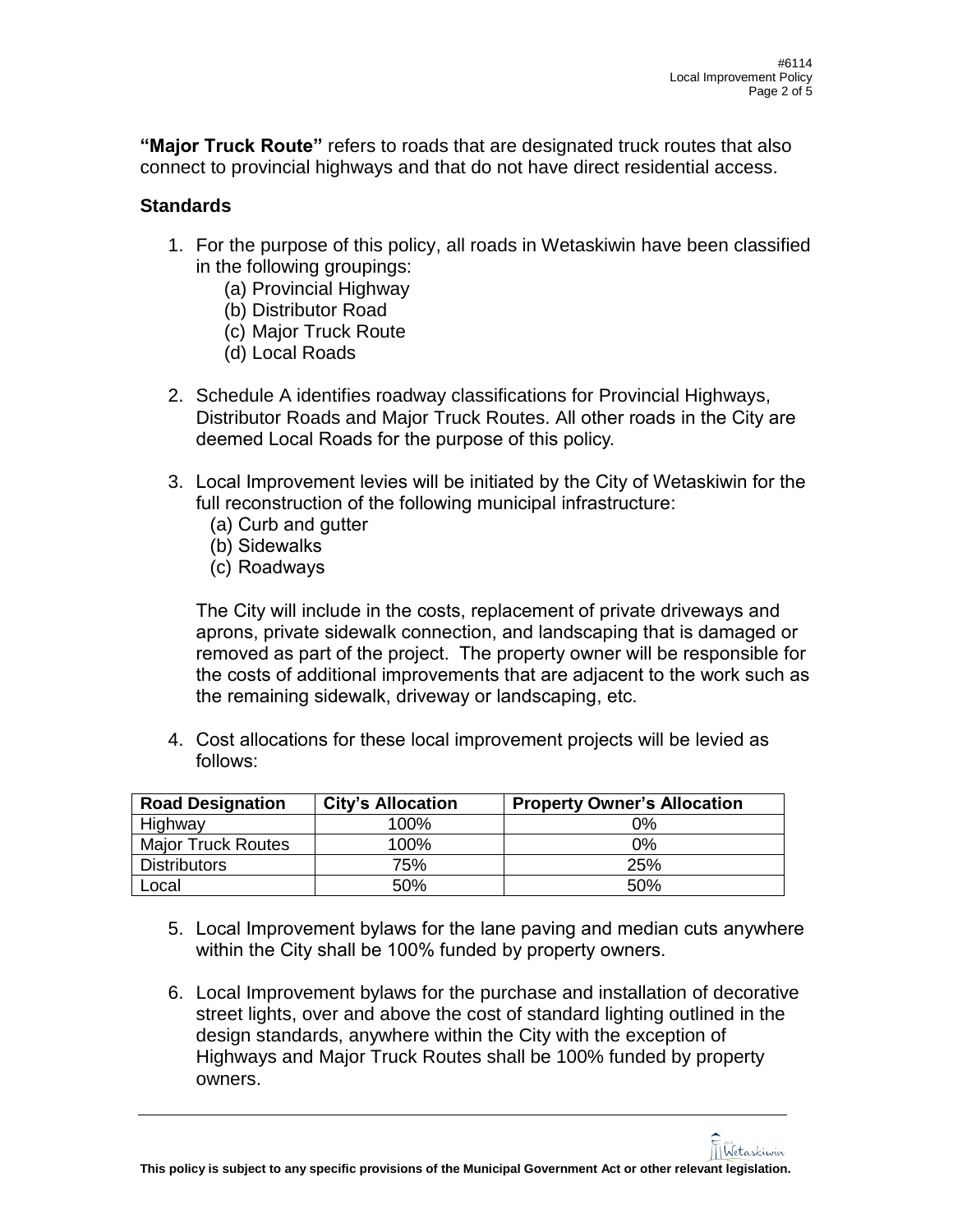**"Major Truck Route"** refers to roads that are designated truck routes that also connect to provincial highways and that do not have direct residential access.

### Standards

1. For the purpose of this policy, all roads in Wetaskiwin have been classified in the following groupings:
   (a) Provincial Highway
   (b) Distributor Road
   (c) Major Truck Route
   (d) Local Roads

2. Schedule A identifies roadway classifications for Provincial Highways, Distributor Roads and Major Truck Routes. All other roads in the City are deemed Local Roads for the purpose of this policy.

3. Local Improvement levies will be initiated by the City of Wetaskiwin for the full reconstruction of the following municipal infrastructure:
   (a) Curb and gutter
   (b) Sidewalks
   (c) Roadways

   The City will include in the costs, replacement of private driveways and aprons, private sidewalk connection, and landscaping that is damaged or removed as part of the project. The property owner will be responsible for the costs of additional improvements that are adjacent to the work such as the remaining sidewalk, driveway or landscaping, etc.

4. Cost allocations for these local improvement projects will be levied as follows:

| Road Designation | City's Allocation | Property Owner's Allocation |
|---|---|---|
| Highway | 100% | 0% |
| Major Truck Routes | 100% | 0% |
| Distributors | 75% | 25% |
| Local | 50% | 50% |

5. Local Improvement bylaws for the lane paving and median cuts anywhere within the City shall be 100% funded by property owners.

6. Local Improvement bylaws for the purchase and installation of decorative street lights, over and above the cost of standard lighting outlined in the design standards, anywhere within the City with the exception of Highways and Major Truck Routes shall be 100% funded by property owners.

**This policy is subject to any specific provisions of the Municipal Government Act or other relevant legislation.**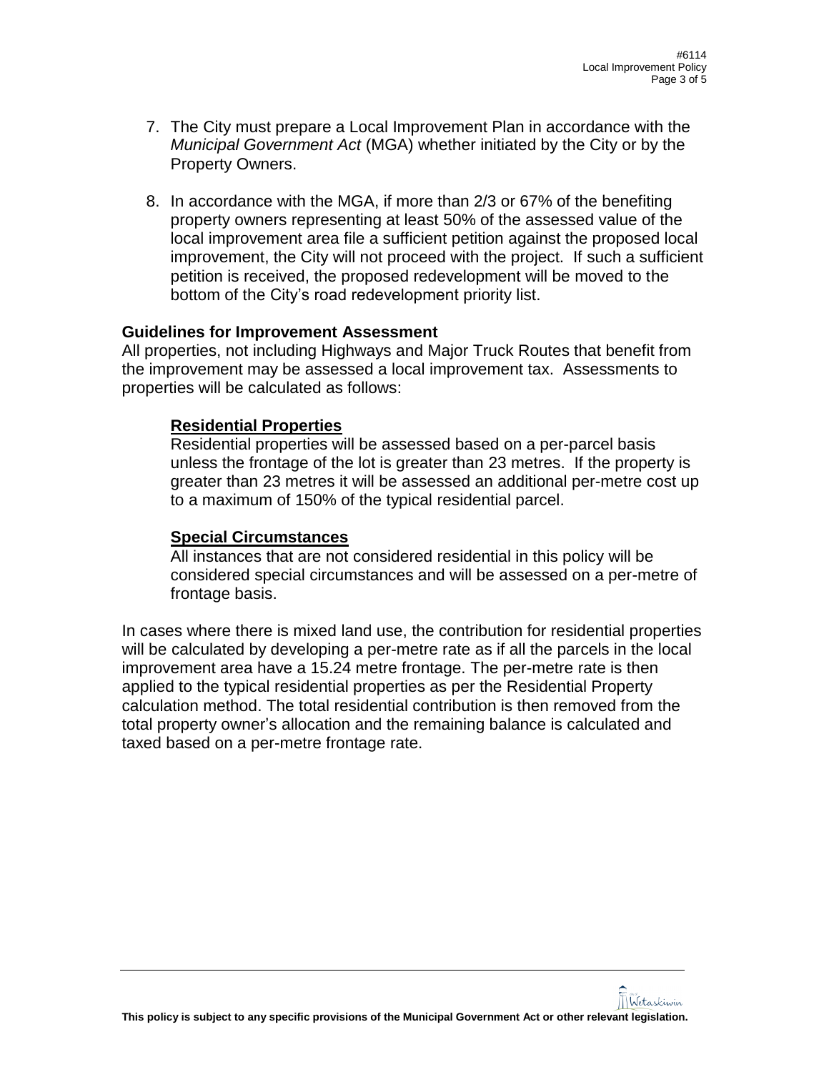7. The City must prepare a Local Improvement Plan in accordance with the *Municipal Government Act* (MGA) whether initiated by the City or by the Property Owners.

8. In accordance with the MGA, if more than 2/3 or 67% of the benefiting property owners representing at least 50% of the assessed value of the local improvement area file a sufficient petition against the proposed local improvement, the City will not proceed with the project. If such a sufficient petition is received, the proposed redevelopment will be moved to the bottom of the City's road redevelopment priority list.

**Guidelines for Improvement Assessment**

All properties, not including Highways and Major Truck Routes that benefit from the improvement may be assessed a local improvement tax. Assessments to properties will be calculated as follows:

**Residential Properties**

Residential properties will be assessed based on a per-parcel basis unless the frontage of the lot is greater than 23 metres. If the property is greater than 23 metres it will be assessed an additional per-metre cost up to a maximum of 150% of the typical residential parcel.

**Special Circumstances**

All instances that are not considered residential in this policy will be considered special circumstances and will be assessed on a per-metre of frontage basis.

In cases where there is mixed land use, the contribution for residential properties will be calculated by developing a per-metre rate as if all the parcels in the local improvement area have a 15.24 metre frontage. The per-metre rate is then applied to the typical residential properties as per the Residential Property calculation method. The total residential contribution is then removed from the total property owner's allocation and the remaining balance is calculated and taxed based on a per-metre frontage rate.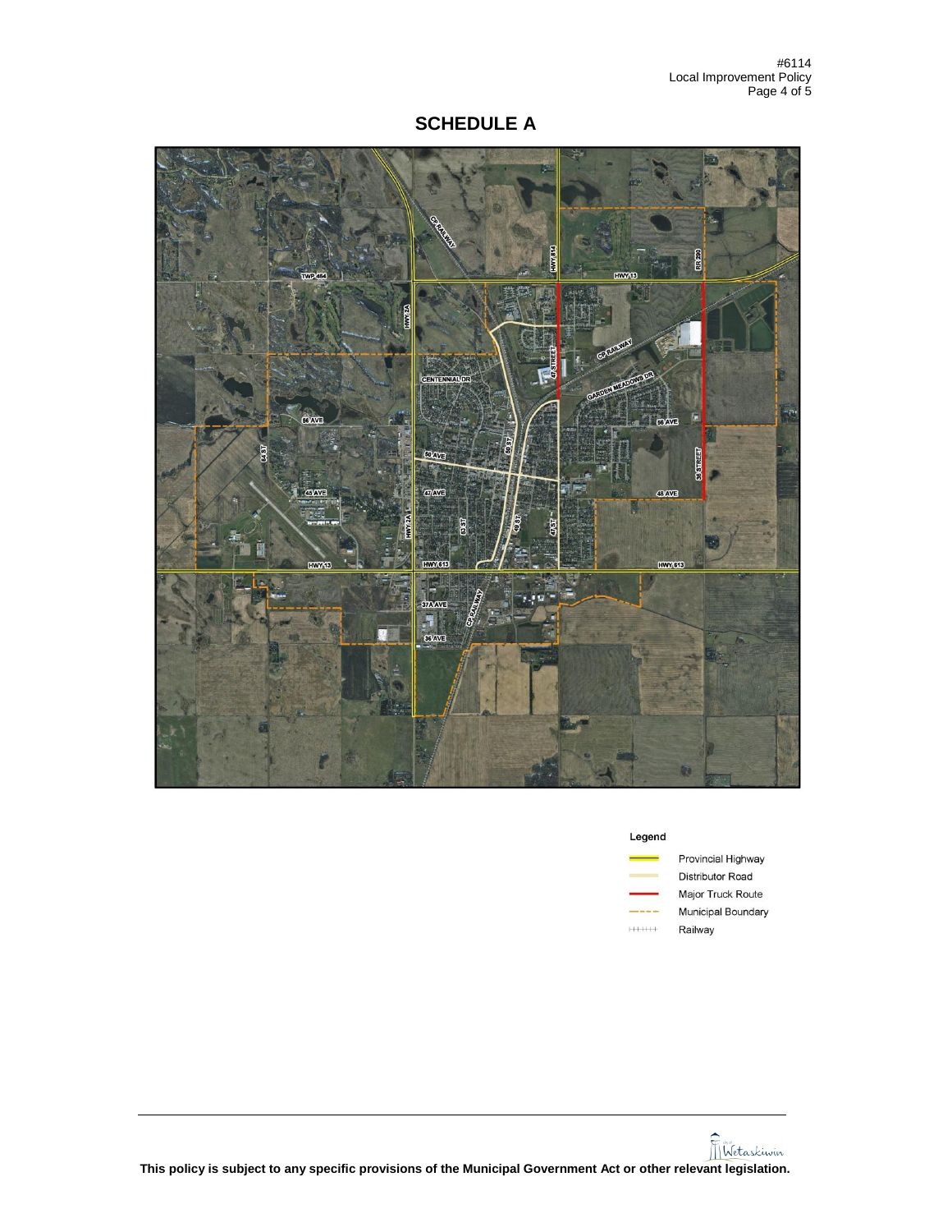# SCHEDULE A

Legend

- Provincial Highway
- Distributor Road
- Major Truck Route
- Municipal Boundary
- Railway

This policy is subject to any specific provisions of the Municipal Government Act or other relevant legislation.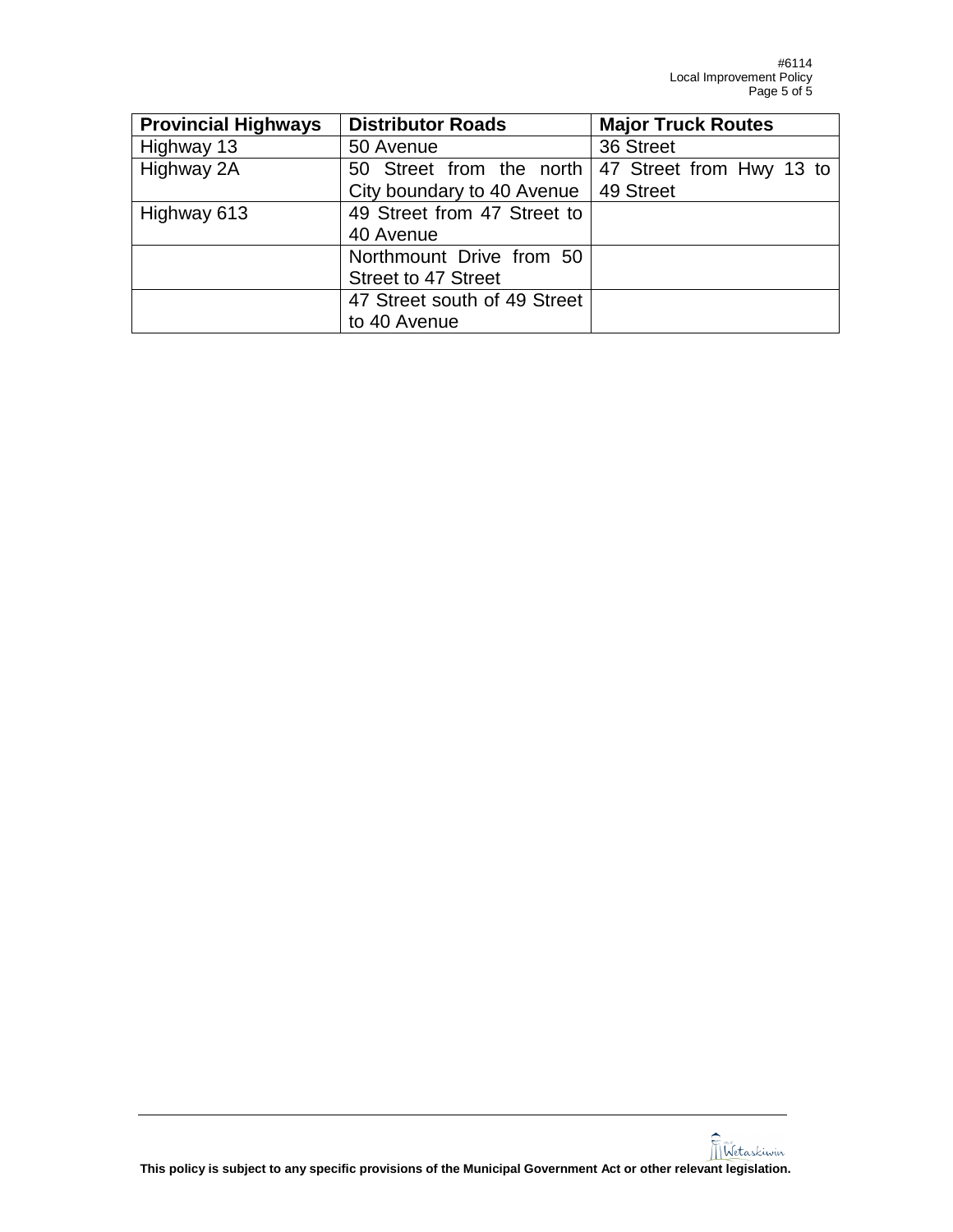| Provincial Highways | Distributor Roads | Major Truck Routes |
|---|---|---|
| Highway 13 | 50 Avenue | 36 Street |
| Highway 2A | 50 Street from the north City boundary to 40 Avenue | 47 Street from Hwy 13 to 49 Street |
| Highway 613 | 49 Street from 47 Street to 40 Avenue | |
| | Northmount Drive from 50 Street to 47 Street | |
| | 47 Street south of 49 Street to 40 Avenue | |

**This policy is subject to any specific provisions of the Municipal Government Act or other relevant legislation.**